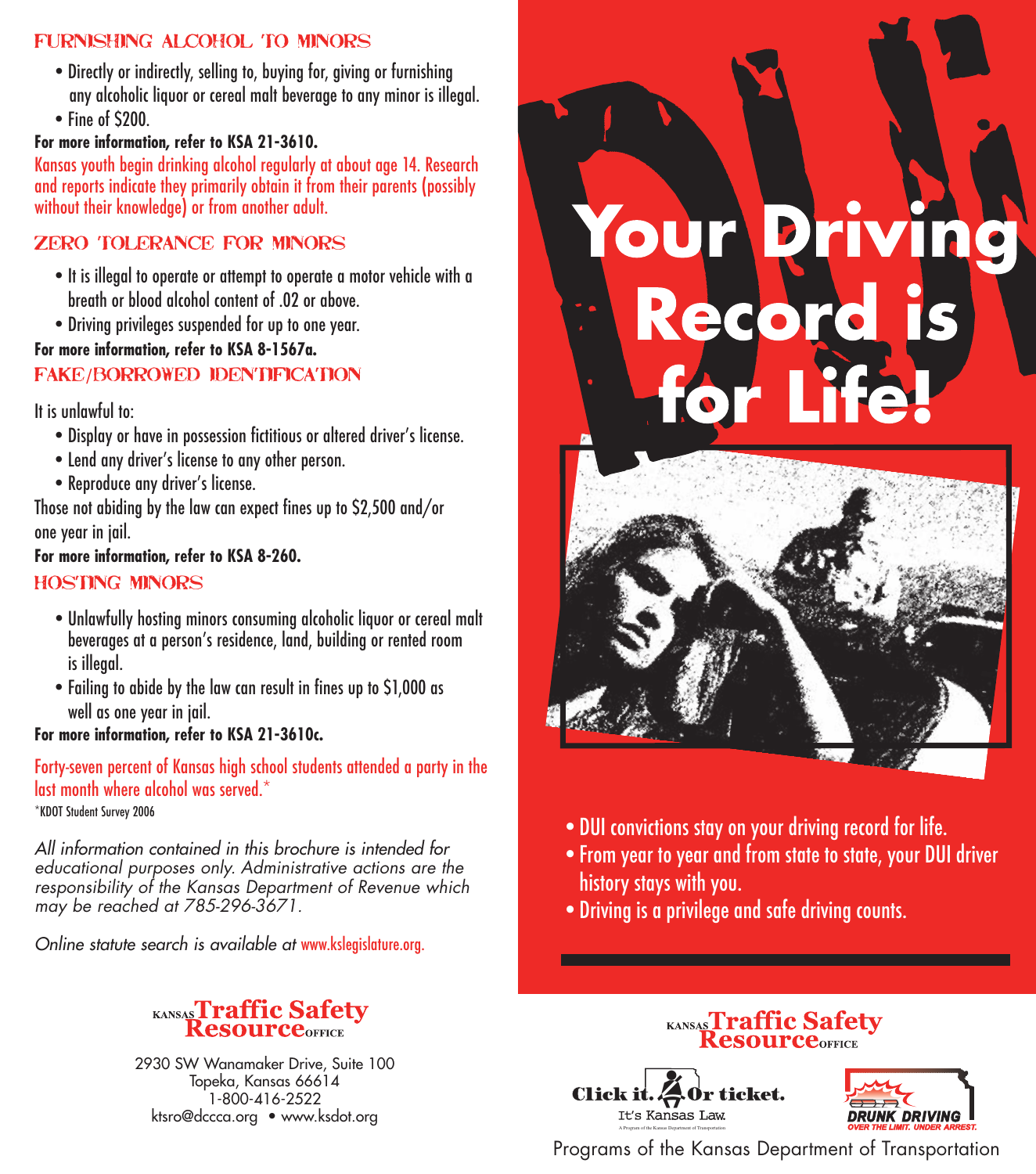## FURNISHING ALCOHOL TO MINORS

- Directly or indirectly, selling to, buying for, giving or furnishing any alcoholic liquor or cereal malt beverage to any minor is illegal.
- Fine of $200.

**For more information, refer to KSA 21-3610.**

Kansas youth begin drinking alcohol regularly at about age 14. Research and reports indicate they primarily obtain it from their parents (possibly without their knowledge) or from another adult.

## ZERO TOLERANCE FOR MINORS

- It is illegal to operate or attempt to operate a motor vehicle with a breath or blood alcohol content of .02 or above.
- Driving privileges suspended for up to one year.

**For more information, refer to KSA 8-1567a.**

## FAKE/BORROWED IDENTIFICATION

It is unlawful to:

- Display or have in possession fictitious or altered driver's license.
- Lend any driver's license to any other person.
- Reproduce any driver's license.

Those not abiding by the law can expect fines up to $2,500 and/or one year in jail.

**For more information, refer to KSA 8-260.**

## HOSTING MINORS

- Unlawfully hosting minors consuming alcoholic liquor or cereal malt beverages at a person's residence, land, building or rented room is illegal.
- Failing to abide by the law can result in fines up to $1,000 as well as one year in jail.

**For more information, refer to KSA 21-3610c.**

Forty-seven percent of Kansas high school students attended a party in the last month where alcohol was served.*

*KDOT Student Survey 2006

*All information contained in this brochure is intended for educational purposes only. Administrative actions are the responsibility of the Kansas Department of Revenue which may be reached at 785-296-3671.*

*Online statute search is available at* www.kslegislature.org.

KANSAS Traffic Safety Resource OFFICE

2930 SW Wanamaker Drive, Suite 100
Topeka, Kansas 66614
1-800-416-2522
ktsro@dccca.org • www.ksdot.org

# DUI

# Your Driving Record is for Life!

- DUI convictions stay on your driving record for life.
- From year to year and from state to state, your DUI driver history stays with you.
- Driving is a privilege and safe driving counts.

KANSAS Traffic Safety Resource OFFICE

Click it. Or ticket. It's Kansas Law. A Program of the Kansas Department of Transportation

DRUNK DRIVING OVER THE LIMIT. UNDER ARREST.

Programs of the Kansas Department of Transportation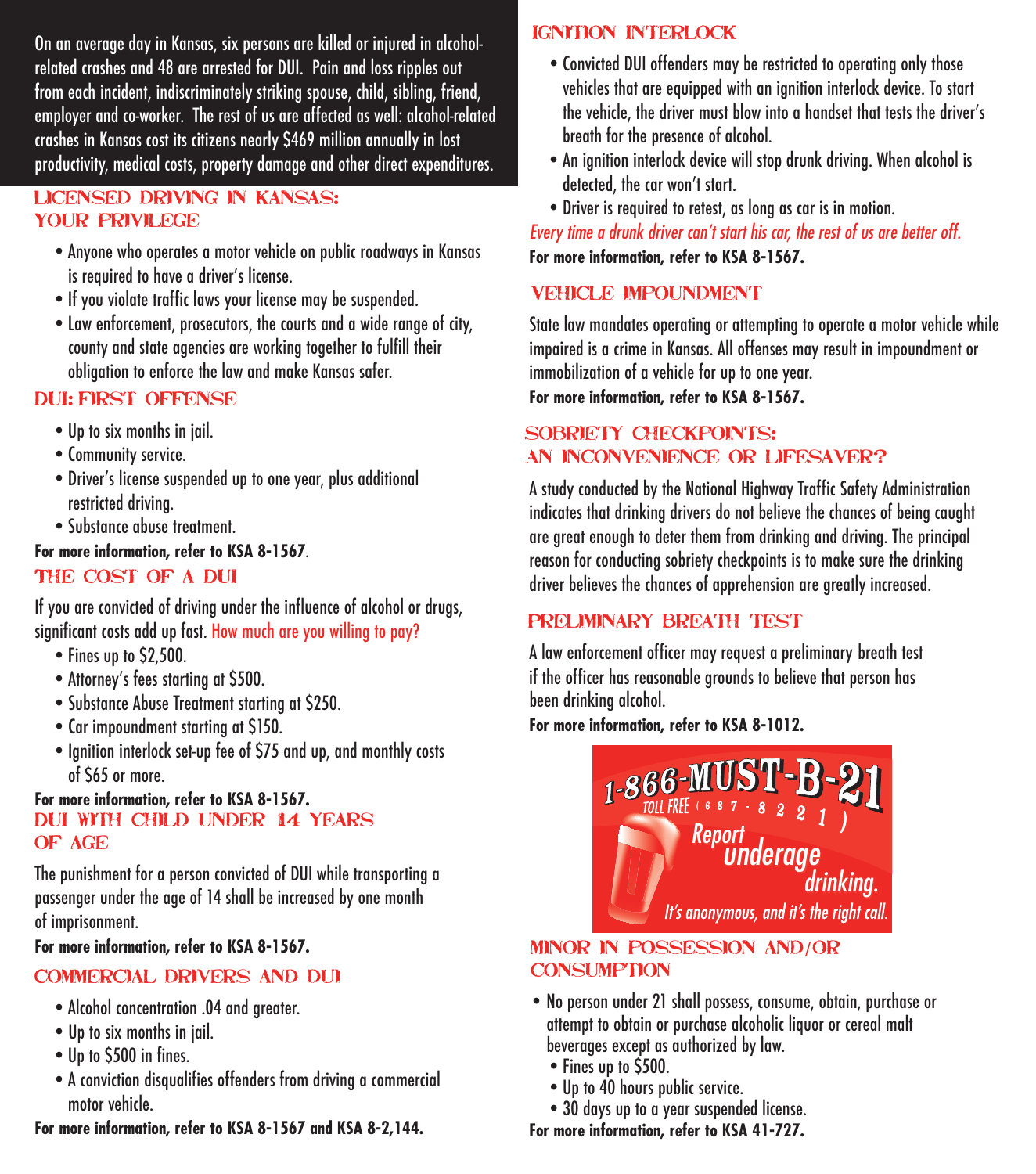On an average day in Kansas, six persons are killed or injured in alcohol-related crashes and 48 are arrested for DUI. Pain and loss ripples out from each incident, indiscriminately striking spouse, child, sibling, friend, employer and co-worker. The rest of us are affected as well: alcohol-related crashes in Kansas cost its citizens nearly $469 million annually in lost productivity, medical costs, property damage and other direct expenditures.

## LICENSED DRIVING IN KANSAS: YOUR PRIVILEGE

- Anyone who operates a motor vehicle on public roadways in Kansas is required to have a driver's license.
- If you violate traffic laws your license may be suspended.
- Law enforcement, prosecutors, the courts and a wide range of city, county and state agencies are working together to fulfill their obligation to enforce the law and make Kansas safer.

## DUI: FIRST OFFENSE

- Up to six months in jail.
- Community service.
- Driver's license suspended up to one year, plus additional restricted driving.
- Substance abuse treatment.

**For more information, refer to KSA 8-1567**.

## THE COST OF A DUI

If you are convicted of driving under the influence of alcohol or drugs, significant costs add up fast. How much are you willing to pay?

- Fines up to $2,500.
- Attorney's fees starting at $500.
- Substance Abuse Treatment starting at $250.
- Car impoundment starting at $150.
- Ignition interlock set-up fee of $75 and up, and monthly costs of $65 or more.

**For more information, refer to KSA 8-1567.**

## DUI WITH CHILD UNDER 14 YEARS OF AGE

The punishment for a person convicted of DUI while transporting a passenger under the age of 14 shall be increased by one month of imprisonment.

**For more information, refer to KSA 8-1567.**

## COMMERCIAL DRIVERS AND DUI

- Alcohol concentration .04 and greater.
- Up to six months in jail.
- Up to $500 in fines.
- A conviction disqualifies offenders from driving a commercial motor vehicle.

**For more information, refer to KSA 8-1567 and KSA 8-2,144.**

## IGNITION INTERLOCK

- Convicted DUI offenders may be restricted to operating only those vehicles that are equipped with an ignition interlock device. To start the vehicle, the driver must blow into a handset that tests the driver's breath for the presence of alcohol.
- An ignition interlock device will stop drunk driving. When alcohol is detected, the car won't start.
- Driver is required to retest, as long as car is in motion.

*Every time a drunk driver can't start his car, the rest of us are better off.*

**For more information, refer to KSA 8-1567.**

## VEHICLE IMPOUNDMENT

State law mandates operating or attempting to operate a motor vehicle while impaired is a crime in Kansas. All offenses may result in impoundment or immobilization of a vehicle for up to one year.

**For more information, refer to KSA 8-1567.**

## SOBRIETY CHECKPOINTS: AN INCONVENIENCE OR LIFESAVER?

A study conducted by the National Highway Traffic Safety Administration indicates that drinking drivers do not believe the chances of being caught are great enough to deter them from drinking and driving. The principal reason for conducting sobriety checkpoints is to make sure the drinking driver believes the chances of apprehension are greatly increased.

## PRELIMINARY BREATH TEST

A law enforcement officer may request a preliminary breath test if the officer has reasonable grounds to believe that person has been drinking alcohol.

**For more information, refer to KSA 8-1012.**

**1-866-MUST-B-21**
TOLL FREE (687-8221)
Report underage drinking.
*It's anonymous, and it's the right call.*

## MINOR IN POSSESSION AND/OR CONSUMPTION

- No person under 21 shall possess, consume, obtain, purchase or attempt to obtain or purchase alcoholic liquor or cereal malt beverages except as authorized by law.
  - Fines up to $500.
  - Up to 40 hours public service.
  - 30 days up to a year suspended license.

**For more information, refer to KSA 41-727.**